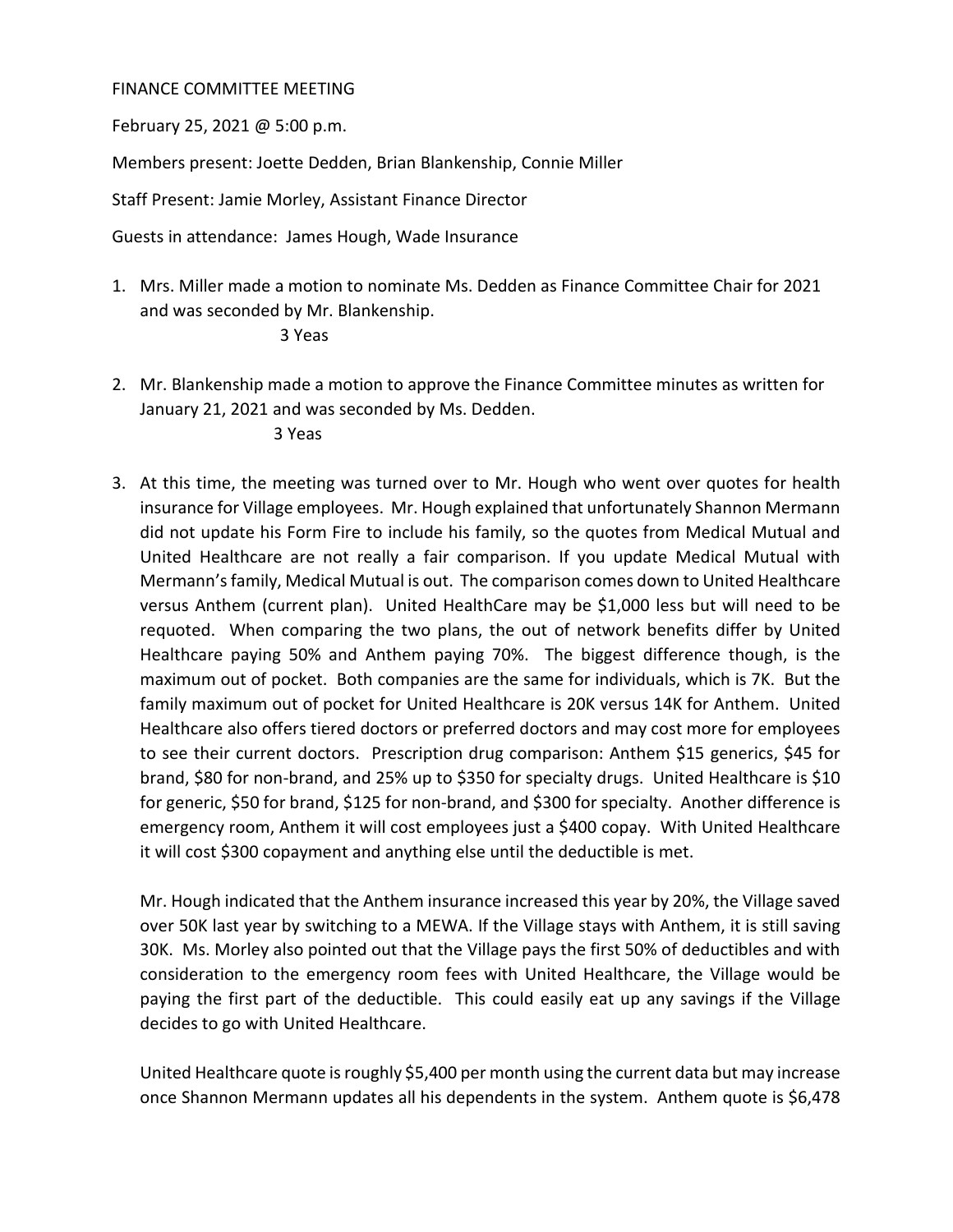FINANCE COMMITTEE MEETING

February 25, 2021 @ 5:00 p.m.

Members present: Joette Dedden, Brian Blankenship, Connie Miller

Staff Present: Jamie Morley, Assistant Finance Director

Guests in attendance: James Hough, Wade Insurance

1. Mrs. Miller made a motion to nominate Ms. Dedden as Finance Committee Chair for 2021 and was seconded by Mr. Blankenship.

   3 Yeas

2. Mr. Blankenship made a motion to approve the Finance Committee minutes as written for January 21, 2021 and was seconded by Ms. Dedden.

   3 Yeas

3. At this time, the meeting was turned over to Mr. Hough who went over quotes for health insurance for Village employees. Mr. Hough explained that unfortunately Shannon Mermann did not update his Form Fire to include his family, so the quotes from Medical Mutual and United Healthcare are not really a fair comparison. If you update Medical Mutual with Mermann's family, Medical Mutual is out. The comparison comes down to United Healthcare versus Anthem (current plan). United HealthCare may be $1,000 less but will need to be requoted. When comparing the two plans, the out of network benefits differ by United Healthcare paying 50% and Anthem paying 70%. The biggest difference though, is the maximum out of pocket. Both companies are the same for individuals, which is 7K. But the family maximum out of pocket for United Healthcare is 20K versus 14K for Anthem. United Healthcare also offers tiered doctors or preferred doctors and may cost more for employees to see their current doctors. Prescription drug comparison: Anthem $15 generics, $45 for brand, $80 for non-brand, and 25% up to $350 for specialty drugs. United Healthcare is $10 for generic, $50 for brand, $125 for non-brand, and $300 for specialty. Another difference is emergency room, Anthem it will cost employees just a $400 copay. With United Healthcare it will cost $300 copayment and anything else until the deductible is met.

   Mr. Hough indicated that the Anthem insurance increased this year by 20%, the Village saved over 50K last year by switching to a MEWA. If the Village stays with Anthem, it is still saving 30K. Ms. Morley also pointed out that the Village pays the first 50% of deductibles and with consideration to the emergency room fees with United Healthcare, the Village would be paying the first part of the deductible. This could easily eat up any savings if the Village decides to go with United Healthcare.

   United Healthcare quote is roughly $5,400 per month using the current data but may increase once Shannon Mermann updates all his dependents in the system. Anthem quote is $6,478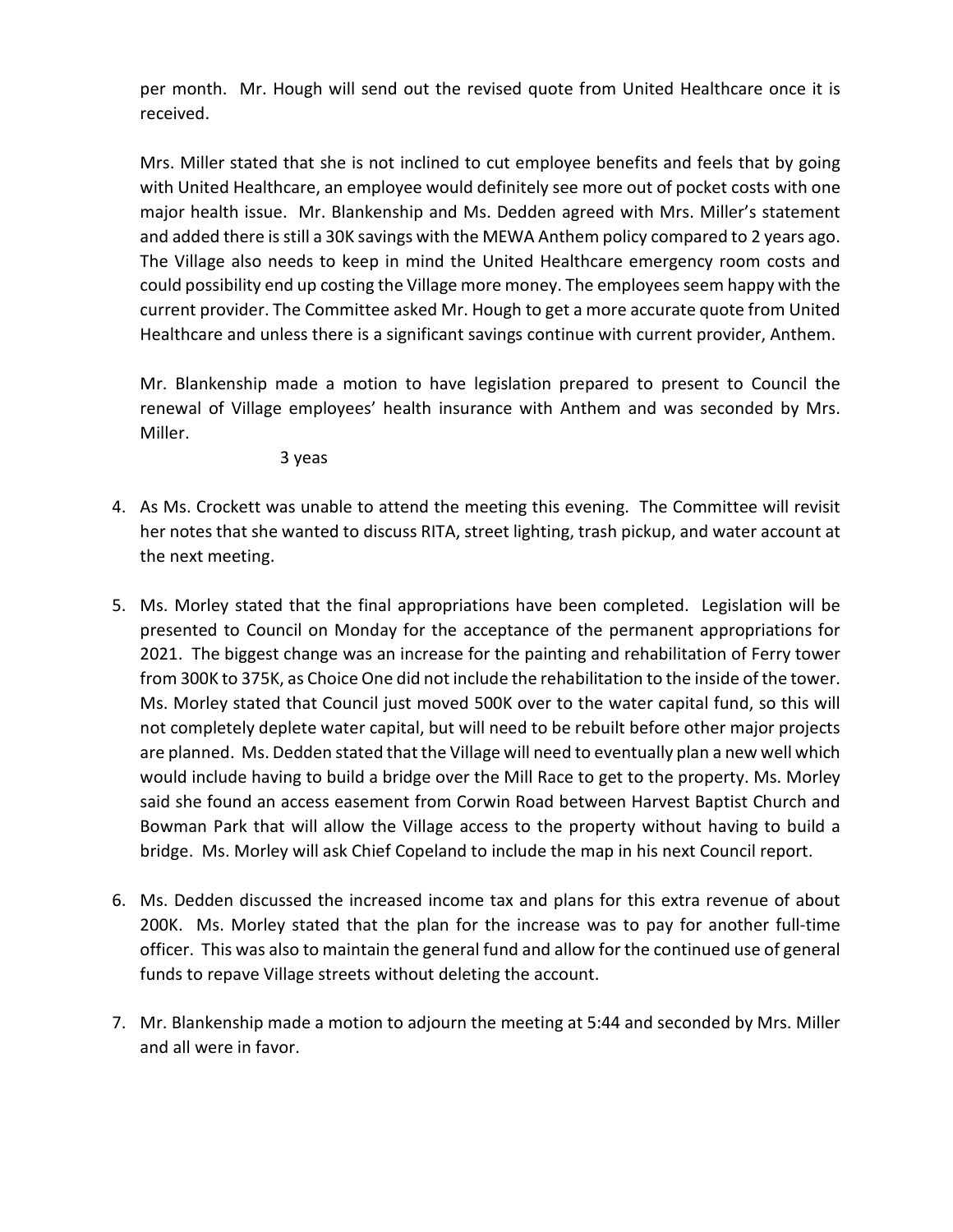per month. Mr. Hough will send out the revised quote from United Healthcare once it is received.

Mrs. Miller stated that she is not inclined to cut employee benefits and feels that by going with United Healthcare, an employee would definitely see more out of pocket costs with one major health issue. Mr. Blankenship and Ms. Dedden agreed with Mrs. Miller's statement and added there is still a 30K savings with the MEWA Anthem policy compared to 2 years ago. The Village also needs to keep in mind the United Healthcare emergency room costs and could possibility end up costing the Village more money. The employees seem happy with the current provider. The Committee asked Mr. Hough to get a more accurate quote from United Healthcare and unless there is a significant savings continue with current provider, Anthem.

Mr. Blankenship made a motion to have legislation prepared to present to Council the renewal of Village employees' health insurance with Anthem and was seconded by Mrs. Miller.

3 yeas

4. As Ms. Crockett was unable to attend the meeting this evening. The Committee will revisit her notes that she wanted to discuss RITA, street lighting, trash pickup, and water account at the next meeting.

5. Ms. Morley stated that the final appropriations have been completed. Legislation will be presented to Council on Monday for the acceptance of the permanent appropriations for 2021. The biggest change was an increase for the painting and rehabilitation of Ferry tower from 300K to 375K, as Choice One did not include the rehabilitation to the inside of the tower. Ms. Morley stated that Council just moved 500K over to the water capital fund, so this will not completely deplete water capital, but will need to be rebuilt before other major projects are planned. Ms. Dedden stated that the Village will need to eventually plan a new well which would include having to build a bridge over the Mill Race to get to the property. Ms. Morley said she found an access easement from Corwin Road between Harvest Baptist Church and Bowman Park that will allow the Village access to the property without having to build a bridge. Ms. Morley will ask Chief Copeland to include the map in his next Council report.

6. Ms. Dedden discussed the increased income tax and plans for this extra revenue of about 200K. Ms. Morley stated that the plan for the increase was to pay for another full-time officer. This was also to maintain the general fund and allow for the continued use of general funds to repave Village streets without deleting the account.

7. Mr. Blankenship made a motion to adjourn the meeting at 5:44 and seconded by Mrs. Miller and all were in favor.